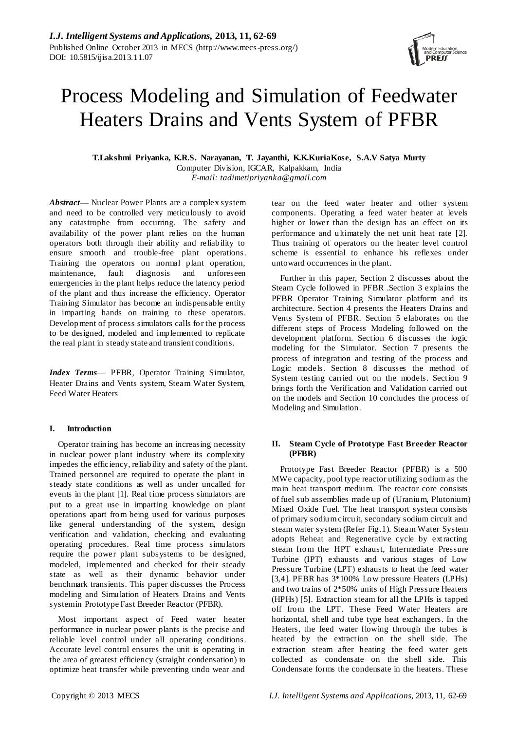# Process Modeling and Simulation of Feedwater Heaters Drains and Vents System of PFBR

**T.Lakshmi Priyanka, K.R.S. Narayanan, T. Jayanthi, K.K.KuriaKose, S.A.V Satya Murty**
Computer Division, IGCAR, Kalpakkam, India
*E-mail: tadimetipriyanka@gmail.com*

***Abstract*****—** Nuclear Power Plants are a complex system and need to be controlled very meticulously to avoid any catastrophe from occurring. The safety and availability of the power plant relies on the human operators both through their ability and reliability to ensure smooth and trouble-free plant operations. Training the operators on normal plant operation, maintenance, fault diagnosis and unforeseen emergencies in the plant helps reduce the latency period of the plant and thus increase the efficiency. Operator Training Simulator has become an indispensable entity in imparting hands on training to these operators. Development of process simulators calls for the process to be designed, modeled and implemented to replicate the real plant in steady state and transient conditions.

***Index Terms*****—** PFBR, Operator Training Simulator, Heater Drains and Vents system, Steam Water System, Feed Water Heaters

## I. Introduction

Operator training has become an increasing necessity in nuclear power plant industry where its complexity impedes the efficiency, reliability and safety of the plant. Trained personnel are required to operate the plant in steady state conditions as well as under uncalled for events in the plant [1]. Real time process simulators are put to a great use in imparting knowledge on plant operations apart from being used for various purposes like general understanding of the system, design verification and validation, checking and evaluating operating procedures. Real time process simulators require the power plant subsystems to be designed, modeled, implemented and checked for their steady state as well as their dynamic behavior under benchmark transients. This paper discusses the Process modeling and Simulation of Heaters Drains and Vents system in Prototype Fast Breeder Reactor (PFBR).

Most important aspect of Feed water heater performance in nuclear power plants is the precise and reliable level control under all operating conditions. Accurate level control ensures the unit is operating in the area of greatest efficiency (straight condensation) to optimize heat transfer while preventing undo wear and tear on the feed water heater and other system components. Operating a feed water heater at levels higher or lower than the design has an effect on its performance and ultimately the net unit heat rate [2]. Thus training of operators on the heater level control scheme is essential to enhance his reflexes under untoward occurrences in the plant.

Further in this paper, Section 2 discusses about the Steam Cycle followed in PFBR .Section 3 explains the PFBR Operator Training Simulator platform and its architecture. Section 4 presents the Heaters Drains and Vents System of PFBR. Section 5 elaborates on the different steps of Process Modeling followed on the development platform. Section 6 discusses the logic modeling for the Simulator. Section 7 presents the process of integration and testing of the process and Logic models. Section 8 discusses the method of System testing carried out on the models. Section 9 brings forth the Verification and Validation carried out on the models and Section 10 concludes the process of Modeling and Simulation.

## II. Steam Cycle of Prototype Fast Breeder Reactor (PFBR)

Prototype Fast Breeder Reactor (PFBR) is a 500 MWe capacity, pool type reactor utilizing sodium as the main heat transport medium. The reactor core consists of fuel sub assemblies made up of (Uranium, Plutonium) Mixed Oxide Fuel. The heat transport system consists of primary sodium circuit, secondary sodium circuit and steam water system (Refer Fig.1). Steam Water System adopts Reheat and Regenerative cycle by extracting steam from the HPT exhaust, Intermediate Pressure Turbine (IPT) exhausts and various stages of Low Pressure Turbine (LPT) exhausts to heat the feed water [3,4]. PFBR has 3*100% Low pressure Heaters (LPHs) and two trains of 2*50% units of High Pressure Heaters (HPHs) [5]. Extraction steam for all the LPHs is tapped off from the LPT. These Feed Water Heaters are horizontal, shell and tube type heat exchangers. In the Heaters, the feed water flowing through the tubes is heated by the extraction on the shell side. The extraction steam after heating the feed water gets collected as condensate on the shell side. This Condensate forms the condensate in the heaters. These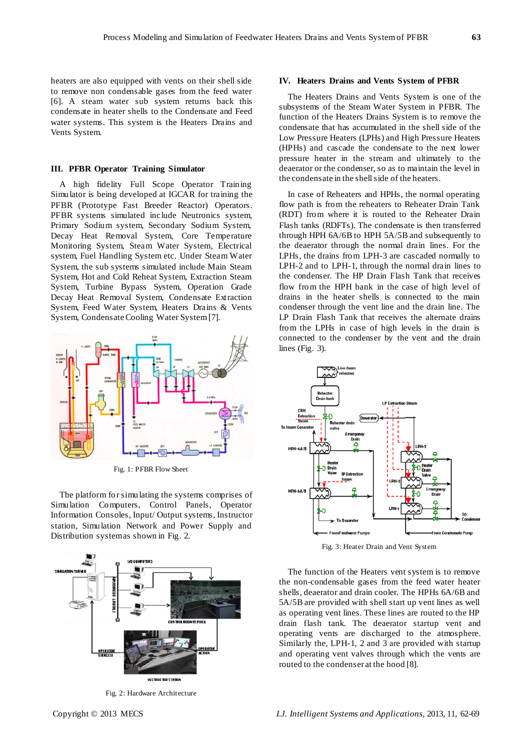heaters are also equipped with vents on their shell side to remove non condensable gases from the feed water [6]. A steam water sub system returns back this condensate in heater shells to the Condensate and Feed water systems. This system is the Heaters Drains and Vents System.

## III. PFBR Operator Training Simulator

A high fidelity Full Scope Operator Training Simulator is being developed at IGCAR for training the PFBR (Prototype Fast Breeder Reactor) Operators. PFBR systems simulated include Neutronics system, Primary Sodium system, Secondary Sodium System, Decay Heat Removal System, Core Temperature Monitoring System, Steam Water System, Electrical system, Fuel Handling System etc. Under Steam Water System, the sub systems simulated include Main Steam System, Hot and Cold Reheat System, Extraction Steam System, Turbine Bypass System, Operation Grade Decay Heat Removal System, Condensate Extraction System, Feed Water System, Heaters Drains & Vents System, Condensate Cooling Water System [7].

Fig. 1: PFBR Flow Sheet

The platform for simulating the systems comprises of Simulation Computers, Control Panels, Operator Information Consoles, Input/ Output systems, Instructor station, Simulation Network and Power Supply and Distribution systems as shown in Fig. 2.

Fig. 2: Hardware Architecture

## IV. Heaters Drains and Vents System of PFBR

The Heaters Drains and Vents System is one of the subsystems of the Steam Water System in PFBR. The function of the Heaters Drains System is to remove the condensate that has accumulated in the shell side of the Low Pressure Heaters (LPHs) and High Pressure Heaters (HPHs) and cascade the condensate to the next lower pressure heater in the stream and ultimately to the deaerator or the condenser, so as to maintain the level in the condensate in the shell side of the heaters.

In case of Reheaters and HPHs, the normal operating flow path is from the reheaters to Reheater Drain Tank (RDT) from where it is routed to Reheater Drain Flash tanks (RDFTs). The condensate is then transferred through HPH 6A/6B to HPH 5A/5B and subsequently to the deaerator through the normal drain lines. For the LPHs, the drains from LPH-3 are cascaded normally to LPH-2 and to LPH-1, through the normal drain lines to the condenser. The HP Drain Flash Tank that receives flow from the HPH bank in the case of high level of drains in the heater shells is connected to the main condenser through the vent line and the drain line. The LP Drain Flash Tank that receives the alternate drains from the LPHs in case of high levels in the drain is connected to the condenser by the vent and the drain lines (Fig. 3).

Fig. 3: Heater Drain and Vent System

The function of the Heaters vent system is to remove the non-condensable gases from the feed water heater shells, deaerator and drain cooler. The HPHs 6A/6B and 5A/5B are provided with shell start up vent lines as well as operating vent lines. These lines are routed to the HP drain flash tank. The deaerator startup vent and operating vents are discharged to the atmosphere. Similarly the, LPH-1, 2 and 3 are provided with startup and operating vent valves through which the vents are routed to the condenser at the hood [8].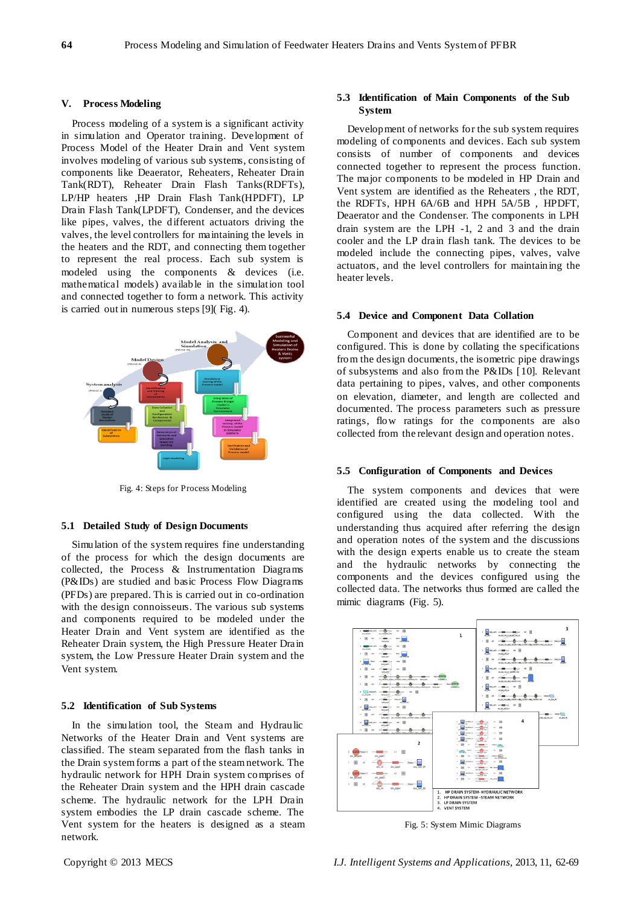## V. Process Modeling

Process modeling of a system is a significant activity in simulation and Operator training. Development of Process Model of the Heater Drain and Vent system involves modeling of various sub systems, consisting of components like Deaerator, Reheaters, Reheater Drain Tank(RDT), Reheater Drain Flash Tanks(RDFTs), LP/HP heaters ,HP Drain Flash Tank(HPDFT), LP Drain Flash Tank(LPDFT), Condenser, and the devices like pipes, valves, the different actuators driving the valves, the level controllers for maintaining the levels in the heaters and the RDT, and connecting them together to represent the real process. Each sub system is modeled using the components & devices (i.e. mathematical models) available in the simulation tool and connected together to form a network. This activity is carried out in numerous steps [9]( Fig. 4).

Fig. 4: Steps for Process Modeling

### 5.1 Detailed Study of Design Documents

Simulation of the system requires fine understanding of the process for which the design documents are collected, the Process & Instrumentation Diagrams (P&IDs) are studied and basic Process Flow Diagrams (PFDs) are prepared. This is carried out in co-ordination with the design connoisseurs. The various sub systems and components required to be modeled under the Heater Drain and Vent system are identified as the Reheater Drain system, the High Pressure Heater Drain system, the Low Pressure Heater Drain system and the Vent system.

### 5.2 Identification of Sub Systems

In the simulation tool, the Steam and Hydraulic Networks of the Heater Drain and Vent systems are classified. The steam separated from the flash tanks in the Drain system forms a part of the steam network. The hydraulic network for HPH Drain system comprises of the Reheater Drain system and the HPH drain cascade scheme. The hydraulic network for the LPH Drain system embodies the LP drain cascade scheme. The Vent system for the heaters is designed as a steam network.

### 5.3 Identification of Main Components of the Sub System

Development of networks for the sub system requires modeling of components and devices. Each sub system consists of number of components and devices connected together to represent the process function. The major components to be modeled in HP Drain and Vent system are identified as the Reheaters , the RDT, the RDFTs, the HPH 6A/6B and HPH 5A/5B , HPDFT, Deaerator and the Condenser. The components in LPH drain system are the LPH -1, 2 and 3 and the drain cooler and the LP drain flash tank. The devices to be modeled include the connecting pipes, valves, valve actuators, and the level controllers for maintaining the heater levels.

### 5.4 Device and Component Data Collation

Component and devices that are identified are to be configured. This is done by collating the specifications from the design documents, the isometric pipe drawings of subsystems and also from the P&IDs [10]. Relevant data pertaining to pipes, valves, and other components on elevation, diameter, and length are collected and documented. The process parameters such as pressure ratings, flow ratings for the components are also collected from the relevant design and operation notes.

### 5.5 Configuration of Components and Devices

The system components and devices that were identified are created using the modeling tool and configured using the data collected. With the understanding thus acquired after referring the design and operation notes of the system and the discussions with the design experts enable us to create the steam and the hydraulic networks by connecting the components and the devices configured using the collected data. The networks thus formed are called the mimic diagrams (Fig. 5).

Fig. 5: System Mimic Diagrams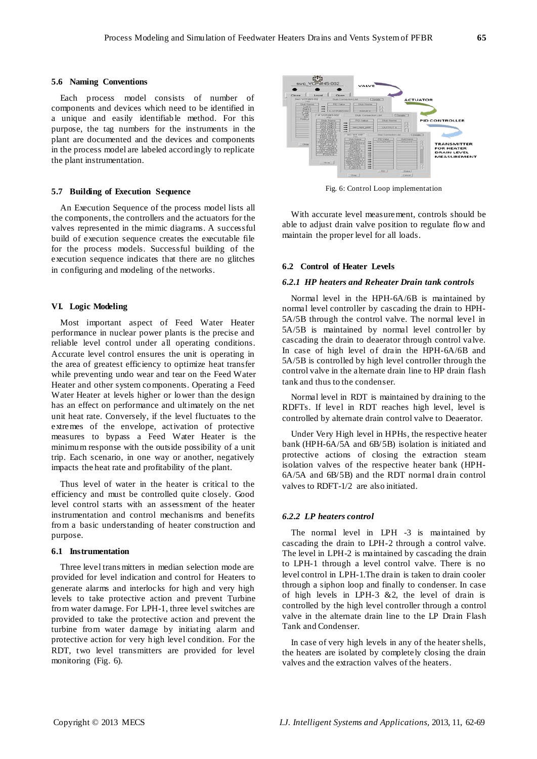### 5.6 Naming Conventions

Each process model consists of number of components and devices which need to be identified in a unique and easily identifiable method. For this purpose, the tag numbers for the instruments in the plant are documented and the devices and components in the process model are labeled accordingly to replicate the plant instrumentation.

### 5.7 Building of Execution Sequence

An Execution Sequence of the process model lists all the components, the controllers and the actuators for the valves represented in the mimic diagrams. A successful build of execution sequence creates the executable file for the process models. Successful building of the execution sequence indicates that there are no glitches in configuring and modeling of the networks.

## VI. Logic Modeling

Most important aspect of Feed Water Heater performance in nuclear power plants is the precise and reliable level control under all operating conditions. Accurate level control ensures the unit is operating in the area of greatest efficiency to optimize heat transfer while preventing undo wear and tear on the Feed Water Heater and other system components. Operating a Feed Water Heater at levels higher or lower than the design has an effect on performance and ultimately on the net unit heat rate. Conversely, if the level fluctuates to the extremes of the envelope, activation of protective measures to bypass a Feed Water Heater is the minimum response with the outside possibility of a unit trip. Each scenario, in one way or another, negatively impacts the heat rate and profitability of the plant.

Thus level of water in the heater is critical to the efficiency and must be controlled quite closely. Good level control starts with an assessment of the heater instrumentation and control mechanisms and benefits from a basic understanding of heater construction and purpose.

### 6.1 Instrumentation

Three level transmitters in median selection mode are provided for level indication and control for Heaters to generate alarms and interlocks for high and very high levels to take protective action and prevent Turbine from water damage. For LPH-1, three level switches are provided to take the protective action and prevent the turbine from water damage by initiating alarm and protective action for very high level condition. For the RDT, two level transmitters are provided for level monitoring (Fig. 6).

Fig. 6: Control Loop implementation

With accurate level measurement, controls should be able to adjust drain valve position to regulate flow and maintain the proper level for all loads.

### 6.2 Control of Heater Levels

#### *6.2.1 HP heaters and Reheater Drain tank controls*

Normal level in the HPH-6A/6B is maintained by normal level controller by cascading the drain to HPH-5A/5B through the control valve. The normal level in 5A/5B is maintained by normal level controller by cascading the drain to deaerator through control valve. In case of high level of drain the HPH-6A/6B and 5A/5B is controlled by high level controller through the control valve in the alternate drain line to HP drain flash tank and thus to the condenser.

Normal level in RDT is maintained by draining to the RDFTs. If level in RDT reaches high level, level is controlled by alternate drain control valve to Deaerator.

Under Very High level in HPHs, the respective heater bank (HPH-6A/5A and 6B/5B) isolation is initiated and protective actions of closing the extraction steam isolation valves of the respective heater bank (HPH-6A/5A and 6B/5B) and the RDT normal drain control valves to RDFT-1/2 are also initiated.

#### *6.2.2 LP heaters control*

The normal level in LPH -3 is maintained by cascading the drain to LPH-2 through a control valve. The level in LPH-2 is maintained by cascading the drain to LPH-1 through a level control valve. There is no level control in LPH-1.The drain is taken to drain cooler through a siphon loop and finally to condenser. In case of high levels in LPH-3 &2, the level of drain is controlled by the high level controller through a control valve in the alternate drain line to the LP Drain Flash Tank and Condenser.

In case of very high levels in any of the heater shells, the heaters are isolated by completely closing the drain valves and the extraction valves of the heaters.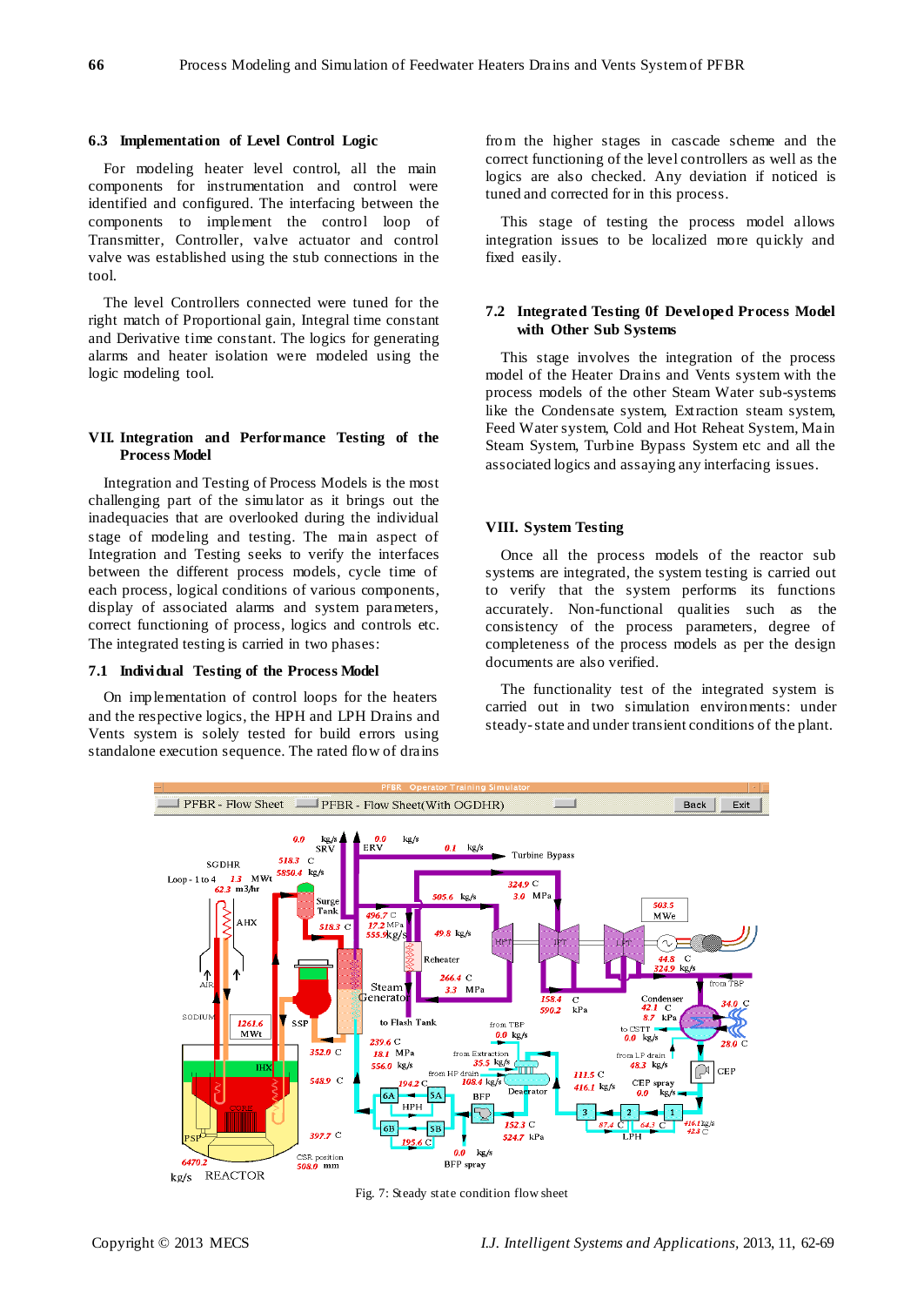### 6.3 Implementation of Level Control Logic

For modeling heater level control, all the main components for instrumentation and control were identified and configured. The interfacing between the components to implement the control loop of Transmitter, Controller, valve actuator and control valve was established using the stub connections in the tool.

The level Controllers connected were tuned for the right match of Proportional gain, Integral time constant and Derivative time constant. The logics for generating alarms and heater isolation were modeled using the logic modeling tool.

## VII. Integration and Performance Testing of the Process Model

Integration and Testing of Process Models is the most challenging part of the simulator as it brings out the inadequacies that are overlooked during the individual stage of modeling and testing. The main aspect of Integration and Testing seeks to verify the interfaces between the different process models, cycle time of each process, logical conditions of various components, display of associated alarms and system parameters, correct functioning of process, logics and controls etc. The integrated testing is carried in two phases:

### 7.1 Individual Testing of the Process Model

On implementation of control loops for the heaters and the respective logics, the HPH and LPH Drains and Vents system is solely tested for build errors using standalone execution sequence. The rated flow of drains from the higher stages in cascade scheme and the correct functioning of the level controllers as well as the logics are also checked. Any deviation if noticed is tuned and corrected for in this process.

This stage of testing the process model allows integration issues to be localized more quickly and fixed easily.

### 7.2 Integrated Testing 0f Developed Process Model with Other Sub Systems

This stage involves the integration of the process model of the Heater Drains and Vents system with the process models of the other Steam Water sub-systems like the Condensate system, Extraction steam system, Feed Water system, Cold and Hot Reheat System, Main Steam System, Turbine Bypass System etc and all the associated logics and assaying any interfacing issues.

## VIII. System Testing

Once all the process models of the reactor sub systems are integrated, the system testing is carried out to verify that the system performs its functions accurately. Non-functional qualities such as the consistency of the process parameters, degree of completeness of the process models as per the design documents are also verified.

The functionality test of the integrated system is carried out in two simulation environments: under steady-state and under transient conditions of the plant.

Fig. 7: Steady state condition flow sheet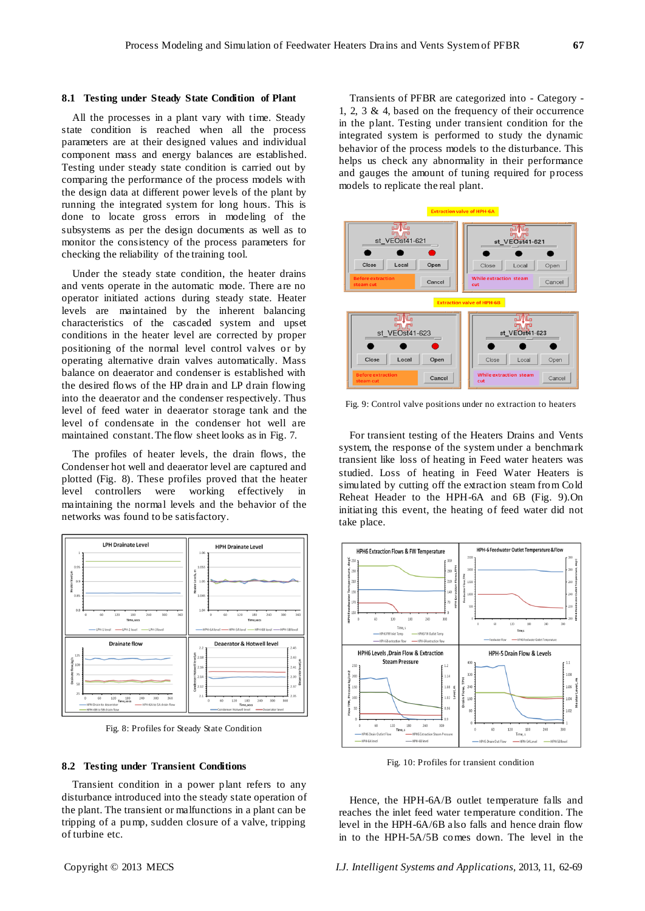### 8.1 Testing under Steady State Condition of Plant

All the processes in a plant vary with time. Steady state condition is reached when all the process parameters are at their designed values and individual component mass and energy balances are established. Testing under steady state condition is carried out by comparing the performance of the process models with the design data at different power levels of the plant by running the integrated system for long hours. This is done to locate gross errors in modeling of the subsystems as per the design documents as well as to monitor the consistency of the process parameters for checking the reliability of the training tool.

Under the steady state condition, the heater drains and vents operate in the automatic mode. There are no operator initiated actions during steady state. Heater levels are maintained balancing inherent characteristics of the cascaded system and upset conditions in the heater level are corrected by proper positioning of the normal level control valves or by operating alternative drain valves automatically. Mass balance on deaerator and condenser is established with the desired flows of the HP drain and LP drain flowing into the deaerator and the condenser respectively. Thus level of feed water in deaerator storage tank and the level of condensate in the condenser hot well are maintained constant. The flow sheet looks as in Fig. 7.

The profiles of heater levels, the drain flows, the Condenser hot well and deaerator level are captured and plotted (Fig. 8). These profiles proved that the heater level controllers were working effectively in maintaining the normal levels and the behavior of the networks was found to be satisfactory.

Fig. 8: Profiles for Steady State Condition

### 8.2 Testing under Transient Conditions

Transient condition in a power plant refers to any disturbance introduced into the steady state operation of the plant. The transient or malfunctions in a plant can be tripping of a pump, sudden closure of a valve, tripping of turbine etc.

Transients of PFBR are categorized into - Category - 1, 2, 3 & 4, based on the frequency of their occurrence in the plant. Testing under transient condition for the integrated system is performed to study the dynamic behavior of the process models to the disturbance. This helps us check any abnormality in their performance and gauges the amount of tuning required for process models to replicate the real plant.

Fig. 9: Control valve positions under no extraction to heaters

For transient testing of the Heaters Drains and Vents system, the response of the system under a benchmark transient like loss of heating in Feed water heaters was studied. Loss of heating in Feed Water Heaters is simulated by cutting off the extraction steam from Cold Reheat Header to the HPH-6A and 6B (Fig. 9).On initiating this event, the heating of feed water did not take place.

Fig. 10: Profiles for transient condition

Hence, the HPH-6A/B outlet temperature falls and reaches the inlet feed water temperature condition. The level in the HPH-6A/6B also falls and hence drain flow in to the HPH-5A/5B comes down. The level in the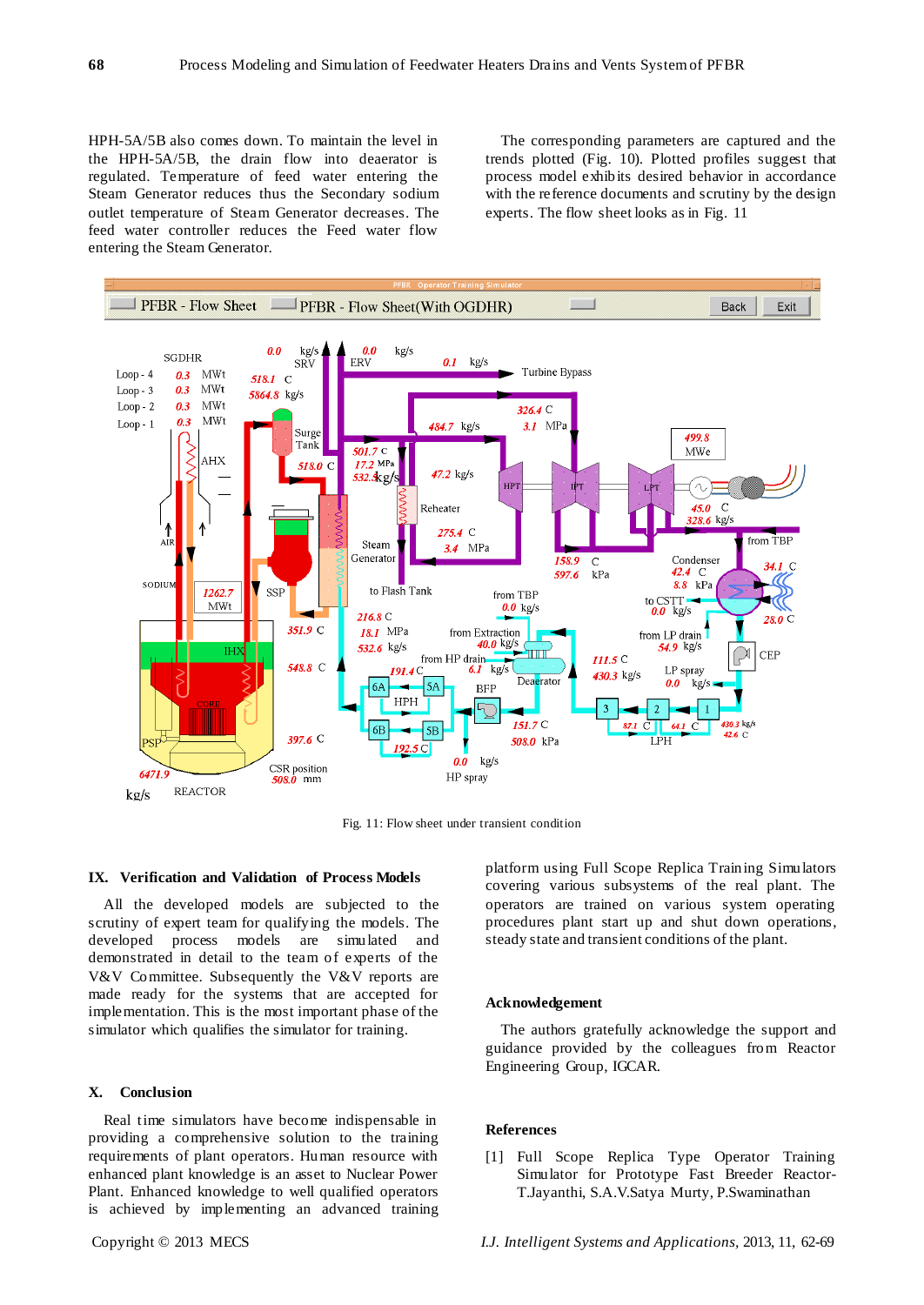HPH-5A/5B also comes down. To maintain the level in the HPH-5A/5B, the drain flow into deaerator is regulated. Temperature of feed water entering the Steam Generator reduces thus the Secondary sodium outlet temperature of Steam Generator decreases. The feed water controller reduces the Feed water flow entering the Steam Generator.

The corresponding parameters are captured and the trends plotted (Fig. 10). Plotted profiles suggest that process model exhibits desired behavior in accordance with the reference documents and scrutiny by the design experts. The flow sheet looks as in Fig. 11

Fig. 11: Flow sheet under transient condition

## IX. Verification and Validation of Process Models

All the developed models are subjected to the scrutiny of expert team for qualifying the models. The developed process models are simulated and demonstrated in detail to the team of experts of the V&V Committee. Subsequently the V&V reports are made ready for the systems that are accepted for implementation. This is the most important phase of the simulator which qualifies the simulator for training.

## X. Conclusion

Real time simulators have become indispensable in providing a comprehensive solution to the training requirements of plant operators. Human resource with enhanced plant knowledge is an asset to Nuclear Power Plant. Enhanced knowledge to well qualified operators is achieved by implementing an advanced training platform using Full Scope Replica Training Simulators covering various subsystems of the real plant. The operators are trained on various system operating procedures plant start up and shut down operations, steady state and transient conditions of the plant.

## Acknowledgement

The authors gratefully acknowledge the support and guidance provided by the colleagues from Reactor Engineering Group, IGCAR.

## References

[1] Full Scope Replica Type Operator Training Simulator for Prototype Fast Breeder Reactor-T.Jayanthi, S.A.V.Satya Murty, P.Swaminathan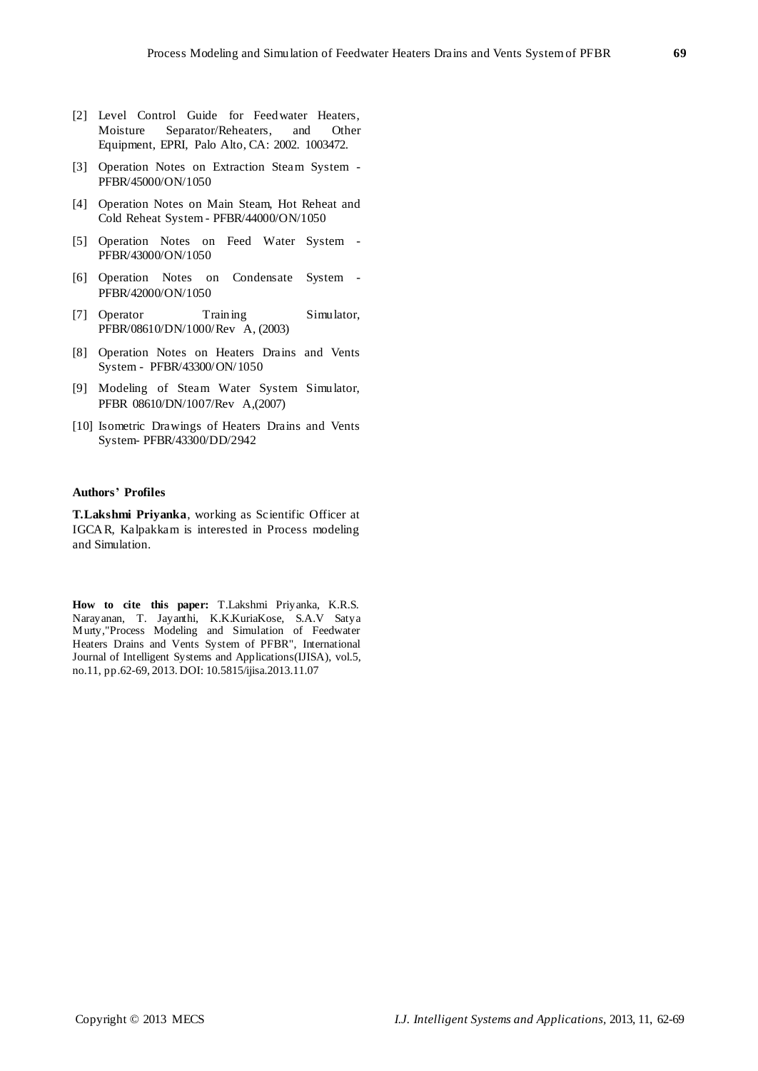[2] Level Control Guide for Feedwater Heaters, Moisture Separator/Reheaters, and Other Equipment, EPRI, Palo Alto, CA: 2002. 1003472.

[3] Operation Notes on Extraction Steam System - PFBR/45000/ON/1050

[4] Operation Notes on Main Steam, Hot Reheat and Cold Reheat System - PFBR/44000/ON/1050

[5] Operation Notes on Feed Water System - PFBR/43000/ON/1050

[6] Operation Notes on Condensate System - PFBR/42000/ON/1050

[7] Operator Training Simulator, PFBR/08610/DN/1000/Rev A, (2003)

[8] Operation Notes on Heaters Drains and Vents System - PFBR/43300/ON/1050

[9] Modeling of Steam Water System Simulator, PFBR 08610/DN/1007/Rev A,(2007)

[10] Isometric Drawings of Heaters Drains and Vents System- PFBR/43300/DD/2942

**Authors' Profiles**

**T.Lakshmi Priyanka**, working as Scientific Officer at IGCAR, Kalpakkam is interested in Process modeling and Simulation.

**How to cite this paper:** T.Lakshmi Priyanka, K.R.S. Narayanan, T. Jayanthi, K.K.KuriaKose, S.A.V Satya Murty,"Process Modeling and Simulation of Feedwater Heaters Drains and Vents System of PFBR", International Journal of Intelligent Systems and Applications(IJISA), vol.5, no.11, pp.62-69, 2013. DOI: 10.5815/ijisa.2013.11.07